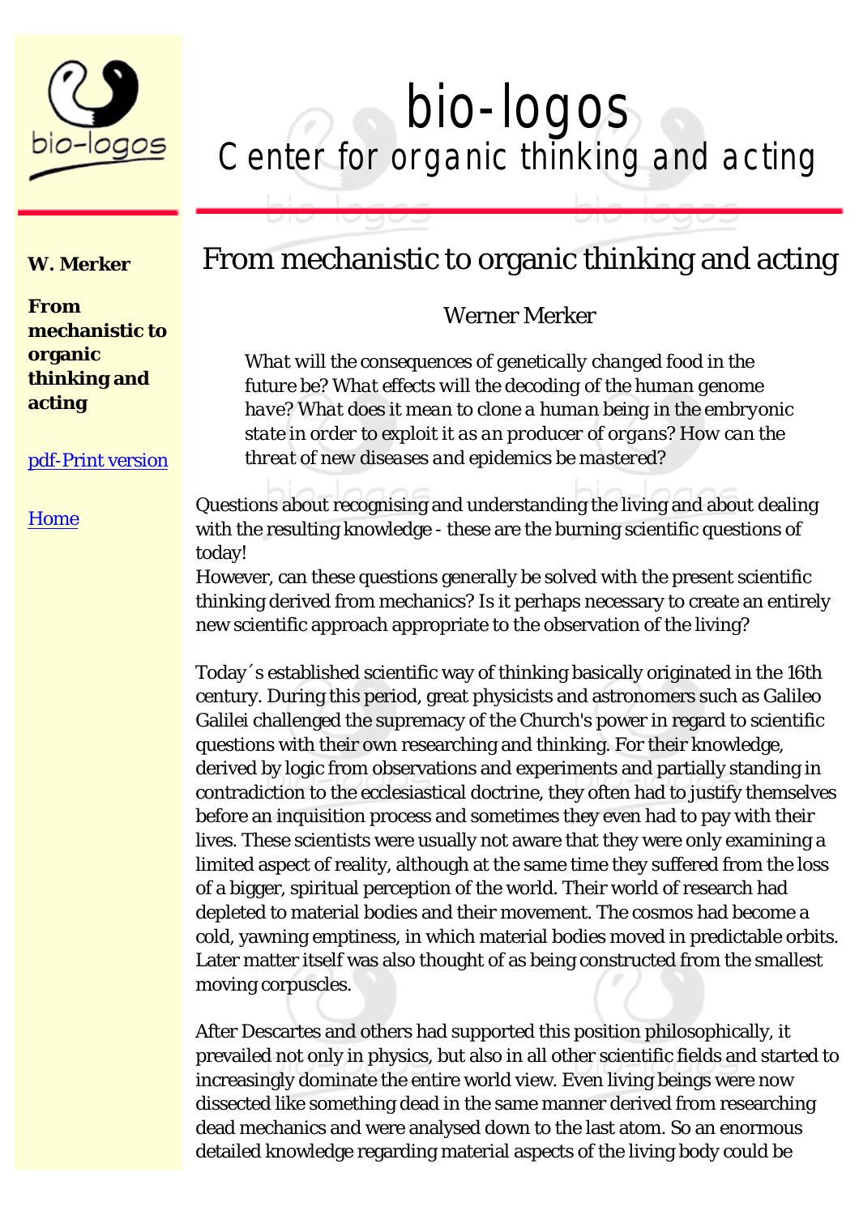# bio-logos

## Center for organic thinking and acting

**W. Merker**

**From mechanistic to organic thinking and acting**

pdf-Print version

Home

## From mechanistic to organic thinking and acting

Werner Merker

*What will the consequences of genetically changed food in the future be? What effects will the decoding of the human genome have? What does it mean to clone a human being in the embryonic state in order to exploit it as an producer of organs? How can the threat of new diseases and epidemics be mastered?*

Questions about recognising and understanding the living and about dealing with the resulting knowledge - these are the burning scientific questions of today!
However, can these questions generally be solved with the present scientific thinking derived from mechanics? Is it perhaps necessary to create an entirely new scientific approach appropriate to the observation of the living?

Today´s established scientific way of thinking basically originated in the 16th century. During this period, great physicists and astronomers such as Galileo Galilei challenged the supremacy of the Church's power in regard to scientific questions with their own researching and thinking. For their knowledge, derived by logic from observations and experiments and partially standing in contradiction to the ecclesiastical doctrine, they often had to justify themselves before an inquisition process and sometimes they even had to pay with their lives. These scientists were usually not aware that they were only examining a limited aspect of reality, although at the same time they suffered from the loss of a bigger, spiritual perception of the world. Their world of research had depleted to material bodies and their movement. The cosmos had become a cold, yawning emptiness, in which material bodies moved in predictable orbits. Later matter itself was also thought of as being constructed from the smallest moving corpuscles.

After Descartes and others had supported this position philosophically, it prevailed not only in physics, but also in all other scientific fields and started to increasingly dominate the entire world view. Even living beings were now dissected like something dead in the same manner derived from researching dead mechanics and were analysed down to the last atom. So an enormous detailed knowledge regarding material aspects of the living body could be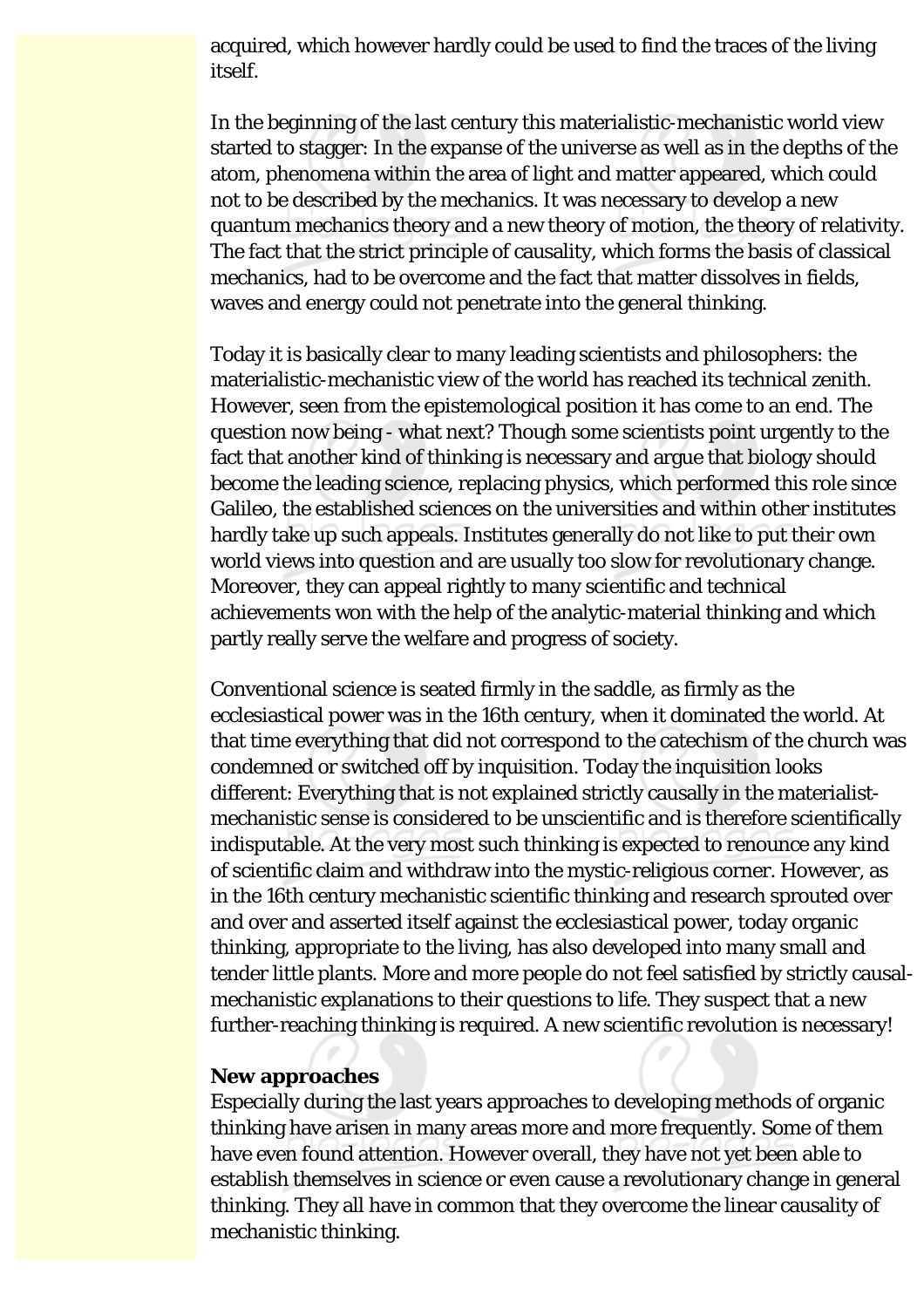acquired, which however hardly could be used to find the traces of the living itself.

In the beginning of the last century this materialistic-mechanistic world view started to stagger: In the expanse of the universe as well as in the depths of the atom, phenomena within the area of light and matter appeared, which could not to be described by the mechanics. It was necessary to develop a new quantum mechanics theory and a new theory of motion, the theory of relativity. The fact that the strict principle of causality, which forms the basis of classical mechanics, had to be overcome and the fact that matter dissolves in fields, waves and energy could not penetrate into the general thinking.

Today it is basically clear to many leading scientists and philosophers: the materialistic-mechanistic view of the world has reached its technical zenith. However, seen from the epistemological position it has come to an end. The question now being - what next? Though some scientists point urgently to the fact that another kind of thinking is necessary and argue that biology should become the leading science, replacing physics, which performed this role since Galileo, the established sciences on the universities and within other institutes hardly take up such appeals. Institutes generally do not like to put their own world views into question and are usually too slow for revolutionary change. Moreover, they can appeal rightly to many scientific and technical achievements won with the help of the analytic-material thinking and which partly really serve the welfare and progress of society.

Conventional science is seated firmly in the saddle, as firmly as the ecclesiastical power was in the 16th century, when it dominated the world. At that time everything that did not correspond to the catechism of the church was condemned or switched off by inquisition. Today the inquisition looks different: Everything that is not explained strictly causally in the materialist-mechanistic sense is considered to be unscientific and is therefore scientifically indisputable. At the very most such thinking is expected to renounce any kind of scientific claim and withdraw into the mystic-religious corner. However, as in the 16th century mechanistic scientific thinking and research sprouted over and over and asserted itself against the ecclesiastical power, today organic thinking, appropriate to the living, has also developed into many small and tender little plants. More and more people do not feel satisfied by strictly causal-mechanistic explanations to their questions to life. They suspect that a new further-reaching thinking is required. A new scientific revolution is necessary!

**New approaches**

Especially during the last years approaches to developing methods of organic thinking have arisen in many areas more and more frequently. Some of them have even found attention. However overall, they have not yet been able to establish themselves in science or even cause a revolutionary change in general thinking. They all have in common that they overcome the linear causality of mechanistic thinking.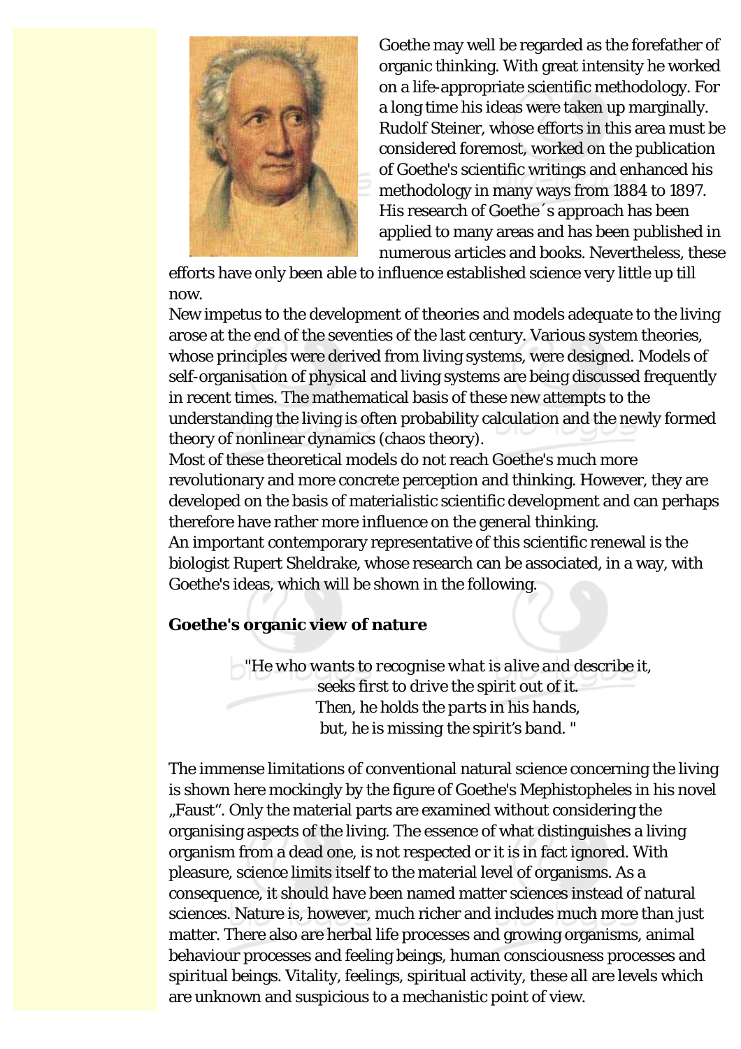Goethe may well be regarded as the forefather of organic thinking. With great intensity he worked on a life-appropriate scientific methodology. For a long time his ideas were taken up marginally. Rudolf Steiner, whose efforts in this area must be considered foremost, worked on the publication of Goethe's scientific writings and enhanced his methodology in many ways from 1884 to 1897. His research of Goethe´s approach has been applied to many areas and has been published in numerous articles and books. Nevertheless, these efforts have only been able to influence established science very little up till now.

New impetus to the development of theories and models adequate to the living arose at the end of the seventies of the last century. Various system theories, whose principles were derived from living systems, were designed. Models of self-organisation of physical and living systems are being discussed frequently in recent times. The mathematical basis of these new attempts to the understanding the living is often probability calculation and the newly formed theory of nonlinear dynamics (chaos theory).

Most of these theoretical models do not reach Goethe's much more revolutionary and more concrete perception and thinking. However, they are developed on the basis of materialistic scientific development and can perhaps therefore have rather more influence on the general thinking.

An important contemporary representative of this scientific renewal is the biologist Rupert Sheldrake, whose research can be associated, in a way, with Goethe's ideas, which will be shown in the following.

**Goethe's organic view of nature**

*"He who wants to recognise what is alive and describe it,*
*seeks first to drive the spirit out of it.*
*Then, he holds the parts in his hands,*
*but, he is missing the spirit's band. "*

The immense limitations of conventional natural science concerning the living is shown here mockingly by the figure of Goethe's Mephistopheles in his novel „Faust". Only the material parts are examined without considering the organising aspects of the living. The essence of what distinguishes a living organism from a dead one, is not respected or it is in fact ignored. With pleasure, science limits itself to the material level of organisms. As a consequence, it should have been named matter sciences instead of natural sciences. Nature is, however, much richer and includes much more than just matter. There also are herbal life processes and growing organisms, animal behaviour processes and feeling beings, human consciousness processes and spiritual beings. Vitality, feelings, spiritual activity, these all are levels which are unknown and suspicious to a mechanistic point of view.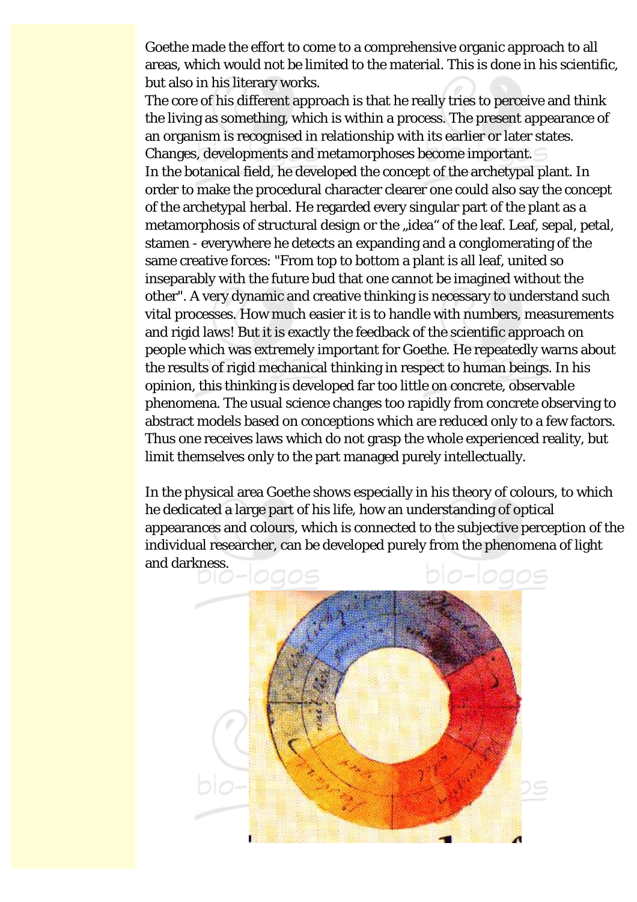Goethe made the effort to come to a comprehensive organic approach to all areas, which would not be limited to the material. This is done in his scientific, but also in his literary works.
The core of his different approach is that he really tries to perceive and think the living as something, which is within a process. The present appearance of an organism is recognised in relationship with its earlier or later states. Changes, developments and metamorphoses become important.
In the botanical field, he developed the concept of the archetypal plant. In order to make the procedural character clearer one could also say the concept of the archetypal herbal. He regarded every singular part of the plant as a metamorphosis of structural design or the „idea“ of the leaf. Leaf, sepal, petal, stamen - everywhere he detects an expanding and a conglomerating of the same creative forces: "From top to bottom a plant is all leaf, united so inseparably with the future bud that one cannot be imagined without the other". A very dynamic and creative thinking is necessary to understand such vital processes. How much easier it is to handle with numbers, measurements and rigid laws! But it is exactly the feedback of the scientific approach on people which was extremely important for Goethe. He repeatedly warns about the results of rigid mechanical thinking in respect to human beings. In his opinion, this thinking is developed far too little on concrete, observable phenomena. The usual science changes too rapidly from concrete observing to abstract models based on conceptions which are reduced only to a few factors. Thus one receives laws which do not grasp the whole experienced reality, but limit themselves only to the part managed purely intellectually.

In the physical area Goethe shows especially in his theory of colours, to which he dedicated a large part of his life, how an understanding of optical appearances and colours, which is connected to the subjective perception of the individual researcher, can be developed purely from the phenomena of light and darkness.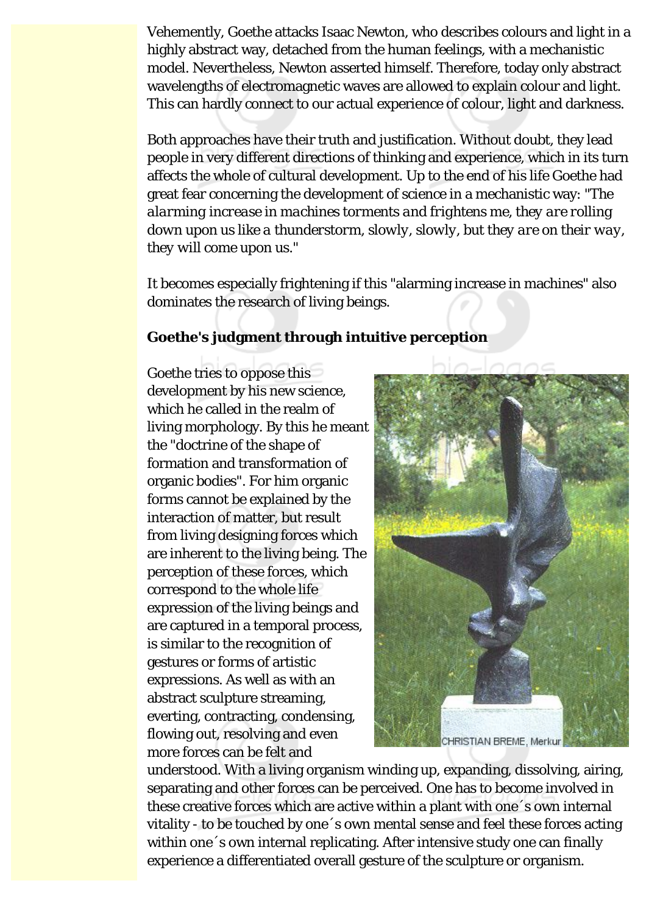Vehemently, Goethe attacks Isaac Newton, who describes colours and light in a highly abstract way, detached from the human feelings, with a mechanistic model. Nevertheless, Newton asserted himself. Therefore, today only abstract wavelengths of electromagnetic waves are allowed to explain colour and light. This can hardly connect to our actual experience of colour, light and darkness.

Both approaches have their truth and justification. Without doubt, they lead people in very different directions of thinking and experience, which in its turn affects the whole of cultural development. Up to the end of his life Goethe had great fear concerning the development of science in a mechanistic way: "*The alarming increase in machines torments and frightens me, they are rolling down upon us like a thunderstorm, slowly, slowly, but they are on their way, they will come upon us.*"

It becomes especially frightening if this "alarming increase in machines" also dominates the research of living beings.

**Goethe's judgment through intuitive perception**

Goethe tries to oppose this development by his new science, which he called in the realm of living morphology. By this he meant the "doctrine of the shape of formation and transformation of organic bodies". For him organic forms cannot be explained by the interaction of matter, but result from living designing forces which are inherent to the living being. The perception of these forces, which correspond to the whole life expression of the living beings and are captured in a temporal process, is similar to the recognition of gestures or forms of artistic expressions. As well as with an abstract sculpture streaming, everting, contracting, condensing, flowing out, resolving and even more forces can be felt and understood. With a living organism winding up, expanding, dissolving, airing, separating and other forces can be perceived. One has to become involved in these creative forces which are active within a plant with one´s own internal vitality - to be touched by one´s own mental sense and feel these forces acting within one´s own internal replicating. After intensive study one can finally experience a differentiated overall gesture of the sculpture or organism.

CHRISTIAN BREME, Merkur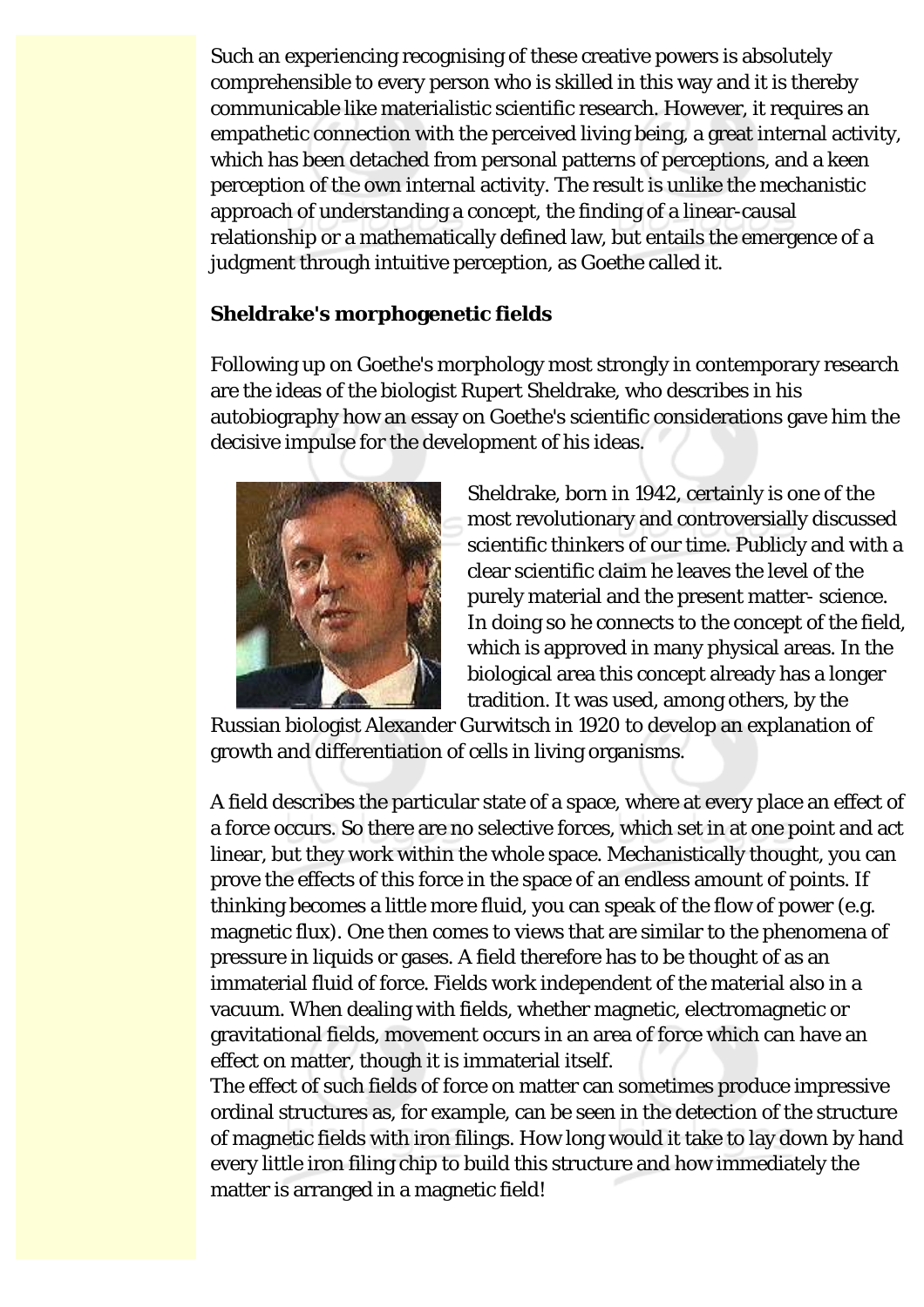Such an experiencing recognising of these creative powers is absolutely comprehensible to every person who is skilled in this way and it is thereby communicable like materialistic scientific research. However, it requires an empathetic connection with the perceived living being, a great internal activity, which has been detached from personal patterns of perceptions, and a keen perception of the own internal activity. The result is unlike the mechanistic approach of understanding a concept, the finding of a linear-causal relationship or a mathematically defined law, but entails the emergence of a judgment through intuitive perception, as Goethe called it.

**Sheldrake's morphogenetic fields**

Following up on Goethe's morphology most strongly in contemporary research are the ideas of the biologist Rupert Sheldrake, who describes in his autobiography how an essay on Goethe's scientific considerations gave him the decisive impulse for the development of his ideas.

Sheldrake, born in 1942, certainly is one of the most revolutionary and controversially discussed scientific thinkers of our time. Publicly and with a clear scientific claim he leaves the level of the purely material and the present matter- science. In doing so he connects to the concept of the field, which is approved in many physical areas. In the biological area this concept already has a longer tradition. It was used, among others, by the Russian biologist Alexander Gurwitsch in 1920 to develop an explanation of growth and differentiation of cells in living organisms.

A field describes the particular state of a space, where at every place an effect of a force occurs. So there are no selective forces, which set in at one point and act linear, but they work within the whole space. Mechanistically thought, you can prove the effects of this force in the space of an endless amount of points. If thinking becomes a little more fluid, you can speak of the flow of power (e.g. magnetic flux). One then comes to views that are similar to the phenomena of pressure in liquids or gases. A field therefore has to be thought of as an immaterial fluid of force. Fields work independent of the material also in a vacuum. When dealing with fields, whether magnetic, electromagnetic or gravitational fields, movement occurs in an area of force which can have an effect on matter, though it is immaterial itself.
The effect of such fields of force on matter can sometimes produce impressive ordinal structures as, for example, can be seen in the detection of the structure of magnetic fields with iron filings. How long would it take to lay down by hand every little iron filing chip to build this structure and how immediately the matter is arranged in a magnetic field!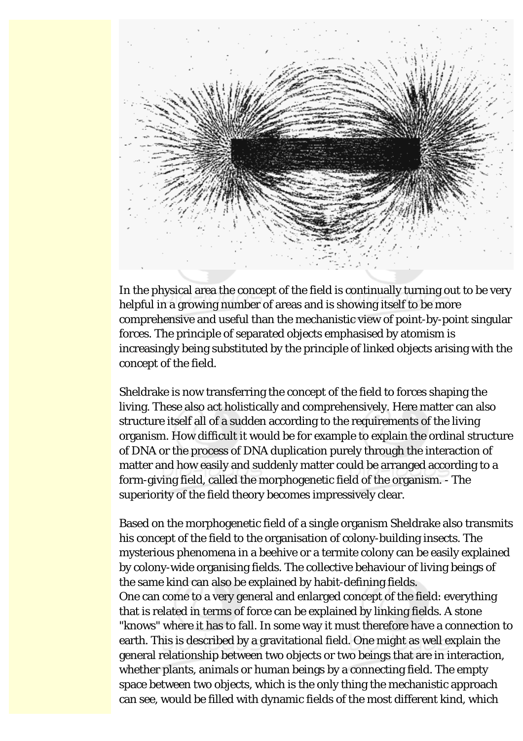In the physical area the concept of the field is continually turning out to be very helpful in a growing number of areas and is showing itself to be more comprehensive and useful than the mechanistic view of point-by-point singular forces. The principle of separated objects emphasised by atomism is increasingly being substituted by the principle of linked objects arising with the concept of the field.

Sheldrake is now transferring the concept of the field to forces shaping the living. These also act holistically and comprehensively. Here matter can also structure itself all of a sudden according to the requirements of the living organism. How difficult it would be for example to explain the ordinal structure of DNA or the process of DNA duplication purely through the interaction of matter and how easily and suddenly matter could be arranged according to a form-giving field, called the morphogenetic field of the organism. - The superiority of the field theory becomes impressively clear.

Based on the morphogenetic field of a single organism Sheldrake also transmits his concept of the field to the organisation of colony-building insects. The mysterious phenomena in a beehive or a termite colony can be easily explained by colony-wide organising fields. The collective behaviour of living beings of the same kind can also be explained by habit-defining fields.
One can come to a very general and enlarged concept of the field: everything that is related in terms of force can be explained by linking fields. A stone "knows" where it has to fall. In some way it must therefore have a connection to earth. This is described by a gravitational field. One might as well explain the general relationship between two objects or two beings that are in interaction, whether plants, animals or human beings by a connecting field. The empty space between two objects, which is the only thing the mechanistic approach can see, would be filled with dynamic fields of the most different kind, which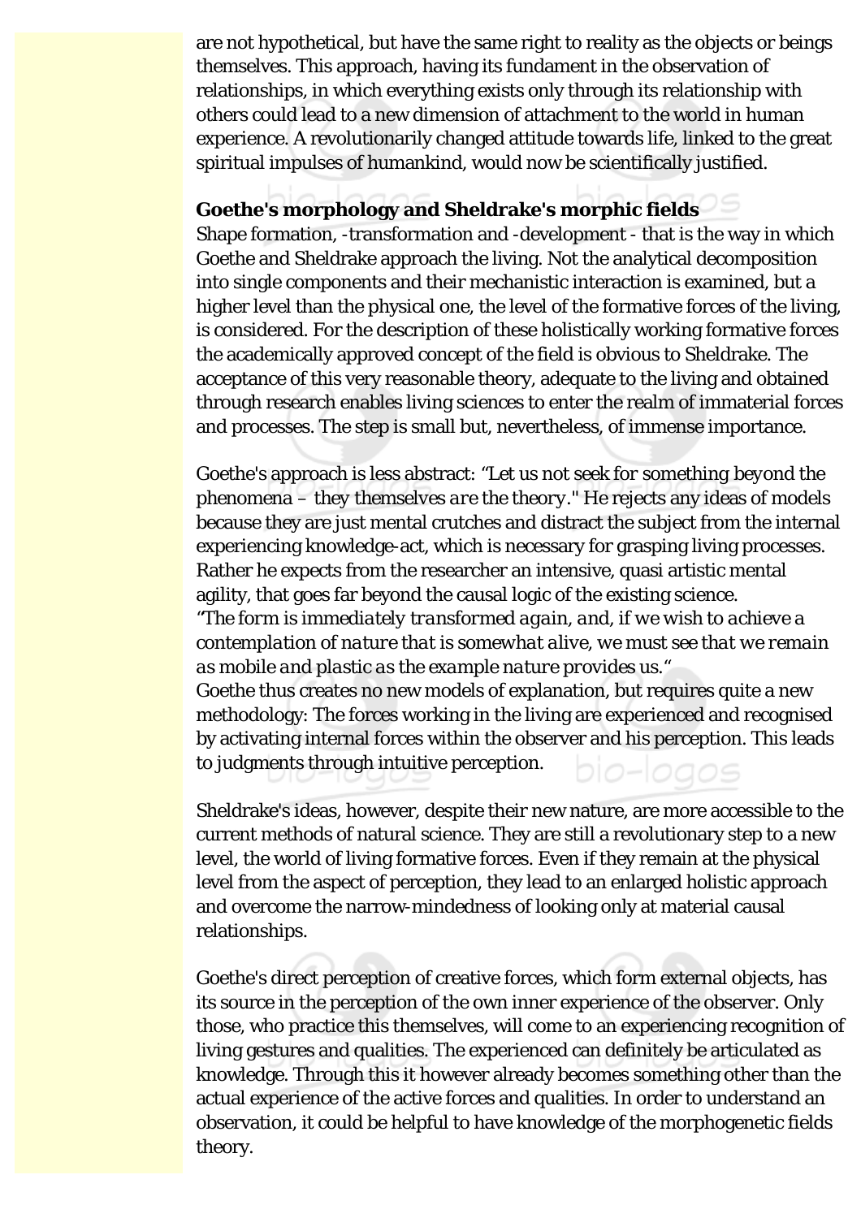are not hypothetical, but have the same right to reality as the objects or beings themselves. This approach, having its fundament in the observation of relationships, in which everything exists only through its relationship with others could lead to a new dimension of attachment to the world in human experience. A revolutionarily changed attitude towards life, linked to the great spiritual impulses of humankind, would now be scientifically justified.

**Goethe's morphology and Sheldrake's morphic fields**

Shape formation, -transformation and -development - that is the way in which Goethe and Sheldrake approach the living. Not the analytical decomposition into single components and their mechanistic interaction is examined, but a higher level than the physical one, the level of the formative forces of the living, is considered. For the description of these holistically working formative forces the academically approved concept of the field is obvious to Sheldrake. The acceptance of this very reasonable theory, adequate to the living and obtained through research enables living sciences to enter the realm of immaterial forces and processes. The step is small but, nevertheless, of immense importance.

Goethe's approach is less abstract: "Let us not seek for something beyond the phenomena – *they themselves are the theory*." He rejects any ideas of models because they are just mental crutches and distract the subject from the internal experiencing knowledge-act, which is necessary for grasping living processes. Rather he expects from the researcher an intensive, quasi artistic mental agility, that goes far beyond the causal logic of the existing science.
"*The form is immediately transformed again, and, if we wish to achieve a contemplation of nature that is somewhat alive, we must see that we remain as mobile and plastic as the example nature provides us.*"
Goethe thus creates no new models of explanation, but requires quite a new methodology: The forces working in the living are experienced and recognised by activating internal forces within the observer and his perception. This leads to judgments through intuitive perception.

Sheldrake's ideas, however, despite their new nature, are more accessible to the current methods of natural science. They are still a revolutionary step to a new level, the world of living formative forces. Even if they remain at the physical level from the aspect of perception, they lead to an enlarged holistic approach and overcome the narrow-mindedness of looking only at material causal relationships.

Goethe's direct perception of creative forces, which form external objects, has its source in the perception of the own inner experience of the observer. Only those, who practice this themselves, will come to an experiencing recognition of living gestures and qualities. The experienced can definitely be articulated as knowledge. Through this it however already becomes something other than the actual experience of the active forces and qualities. In order to understand an observation, it could be helpful to have knowledge of the morphogenetic fields theory.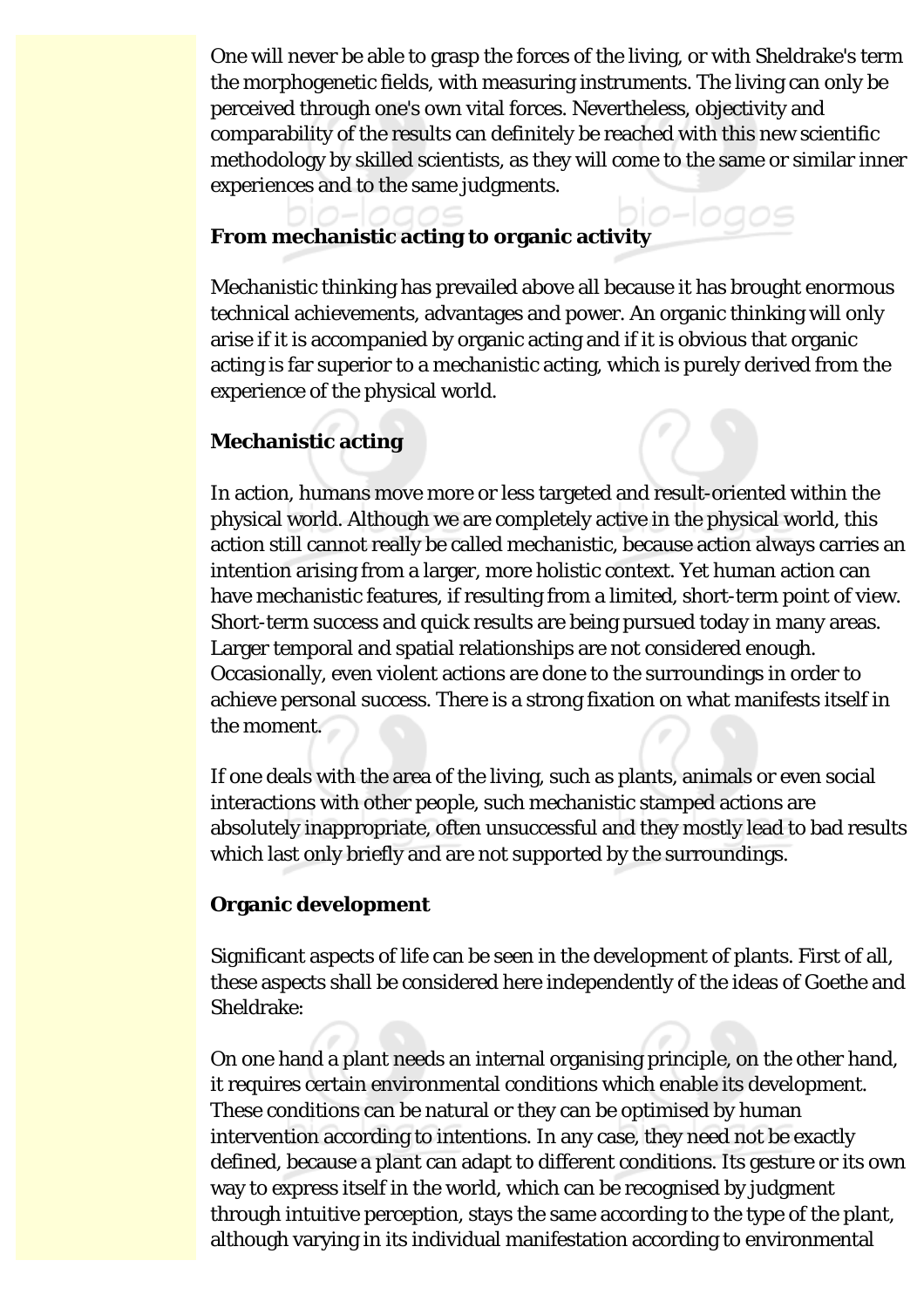One will never be able to grasp the forces of the living, or with Sheldrake's term the morphogenetic fields, with measuring instruments. The living can only be perceived through one's own vital forces. Nevertheless, objectivity and comparability of the results can definitely be reached with this new scientific methodology by skilled scientists, as they will come to the same or similar inner experiences and to the same judgments.

## From mechanistic acting to organic activity

Mechanistic thinking has prevailed above all because it has brought enormous technical achievements, advantages and power. An organic thinking will only arise if it is accompanied by organic acting and if it is obvious that organic acting is far superior to a mechanistic acting, which is purely derived from the experience of the physical world.

## Mechanistic acting

In action, humans move more or less targeted and result-oriented within the physical world. Although we are completely active in the physical world, this action still cannot really be called mechanistic, because action always carries an intention arising from a larger, more holistic context. Yet human action can have mechanistic features, if resulting from a limited, short-term point of view. Short-term success and quick results are being pursued today in many areas. Larger temporal and spatial relationships are not considered enough. Occasionally, even violent actions are done to the surroundings in order to achieve personal success. There is a strong fixation on what manifests itself in the moment.

If one deals with the area of the living, such as plants, animals or even social interactions with other people, such mechanistic stamped actions are absolutely inappropriate, often unsuccessful and they mostly lead to bad results which last only briefly and are not supported by the surroundings.

## Organic development

Significant aspects of life can be seen in the development of plants. First of all, these aspects shall be considered here independently of the ideas of Goethe and Sheldrake:

On one hand a plant needs an internal organising principle, on the other hand, it requires certain environmental conditions which enable its development. These conditions can be natural or they can be optimised by human intervention according to intentions. In any case, they need not be exactly defined, because a plant can adapt to different conditions. Its gesture or its own way to express itself in the world, which can be recognised by judgment through intuitive perception, stays the same according to the type of the plant, although varying in its individual manifestation according to environmental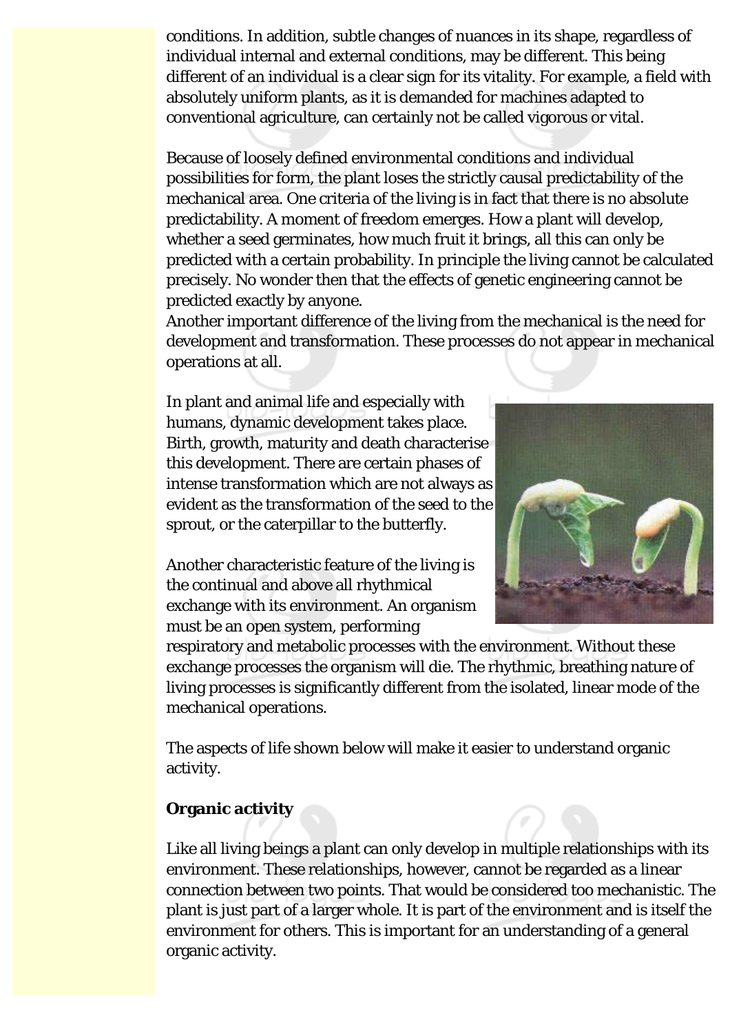conditions. In addition, subtle changes of nuances in its shape, regardless of individual internal and external conditions, may be different. This being different of an individual is a clear sign for its vitality. For example, a field with absolutely uniform plants, as it is demanded for machines adapted to conventional agriculture, can certainly not be called vigorous or vital.

Because of loosely defined environmental conditions and individual possibilities for form, the plant loses the strictly causal predictability of the mechanical area. One criteria of the living is in fact that there is no absolute predictability. A moment of freedom emerges. How a plant will develop, whether a seed germinates, how much fruit it brings, all this can only be predicted with a certain probability. In principle the living cannot be calculated precisely. No wonder then that the effects of genetic engineering cannot be predicted exactly by anyone.

Another important difference of the living from the mechanical is the need for development and transformation. These processes do not appear in mechanical operations at all.

In plant and animal life and especially with humans, dynamic development takes place. Birth, growth, maturity and death characterise this development. There are certain phases of intense transformation which are not always as evident as the transformation of the seed to the sprout, or the caterpillar to the butterfly.

Another characteristic feature of the living is the continual and above all rhythmical exchange with its environment. An organism must be an open system, performing respiratory and metabolic processes with the environment. Without these exchange processes the organism will die. The rhythmic, breathing nature of living processes is significantly different from the isolated, linear mode of the mechanical operations.

The aspects of life shown below will make it easier to understand organic activity.

**Organic activity**

Like all living beings a plant can only develop in multiple relationships with its environment. These relationships, however, cannot be regarded as a linear connection between two points. That would be considered too mechanistic. The plant is just part of a larger whole. It is part of the environment and is itself the environment for others. This is important for an understanding of a general organic activity.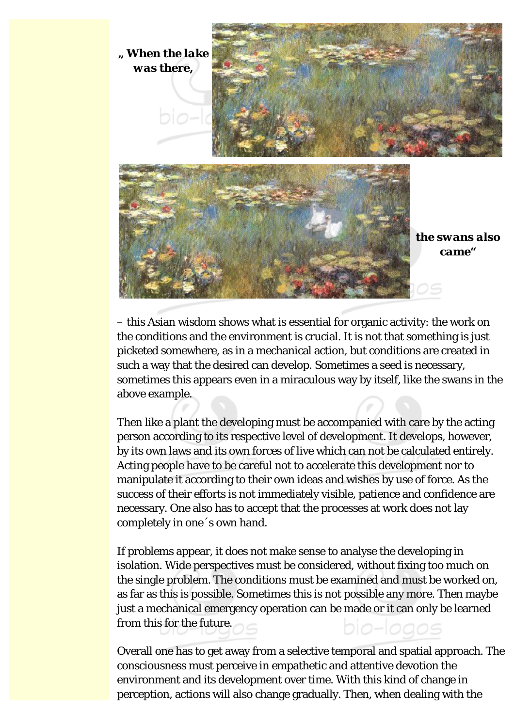***„ When the lake was there,***

***the swans also came"***

– this Asian wisdom shows what is essential for organic activity: the work on the conditions and the environment is crucial. It is not that something is just picketed somewhere, as in a mechanical action, but conditions are created in such a way that the desired can develop. Sometimes a seed is necessary, sometimes this appears even in a miraculous way by itself, like the swans in the above example.

Then like a plant the developing must be accompanied with care by the acting person according to its respective level of development. It develops, however, by its own laws and its own forces of live which can not be calculated entirely. Acting people have to be careful not to accelerate this development nor to manipulate it according to their own ideas and wishes by use of force. As the success of their efforts is not immediately visible, patience and confidence are necessary. One also has to accept that the processes at work does not lay completely in one´s own hand.

If problems appear, it does not make sense to analyse the developing in isolation. Wide perspectives must be considered, without fixing too much on the single problem. The conditions must be examined and must be worked on, as far as this is possible. Sometimes this is not possible any more. Then maybe just a mechanical emergency operation can be made or it can only be learned from this for the future.

Overall one has to get away from a selective temporal and spatial approach. The consciousness must perceive in empathetic and attentive devotion the environment and its development over time. With this kind of change in perception, actions will also change gradually. Then, when dealing with the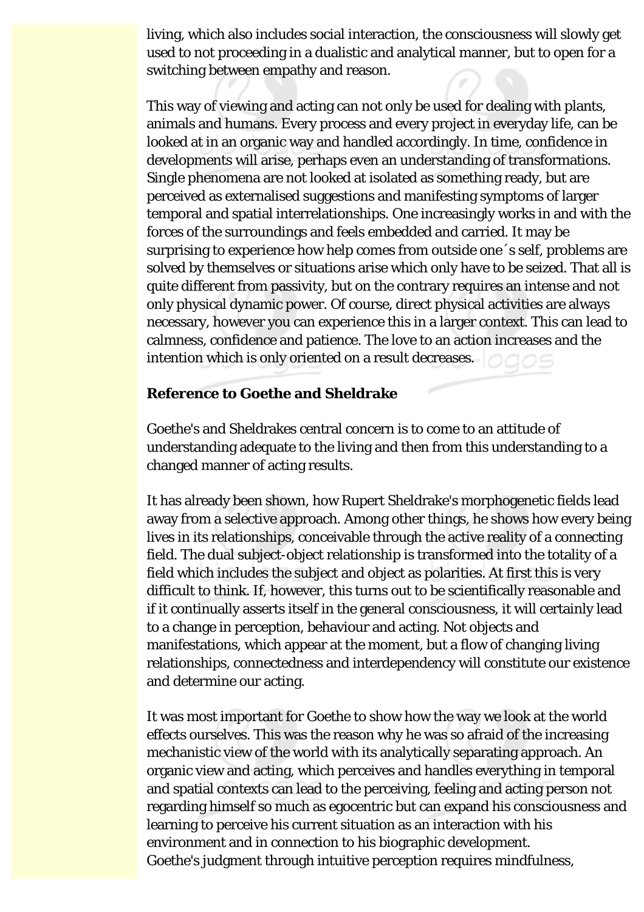living, which also includes social interaction, the consciousness will slowly get used to not proceeding in a dualistic and analytical manner, but to open for a switching between empathy and reason.

This way of viewing and acting can not only be used for dealing with plants, animals and humans. Every process and every project in everyday life, can be looked at in an organic way and handled accordingly. In time, confidence in developments will arise, perhaps even an understanding of transformations. Single phenomena are not looked at isolated as something ready, but are perceived as externalised suggestions and manifesting symptoms of larger temporal and spatial interrelationships. One increasingly works in and with the forces of the surroundings and feels embedded and carried. It may be surprising to experience how help comes from outside one´s self, problems are solved by themselves or situations arise which only have to be seized. That all is quite different from passivity, but on the contrary requires an intense and not only physical dynamic power. Of course, direct physical activities are always necessary, however you can experience this in a larger context. This can lead to calmness, confidence and patience. The love to an action increases and the intention which is only oriented on a result decreases.

**Reference to Goethe and Sheldrake**

Goethe's and Sheldrakes central concern is to come to an attitude of understanding adequate to the living and then from this understanding to a changed manner of acting results.

It has already been shown, how Rupert Sheldrake's morphogenetic fields lead away from a selective approach. Among other things, he shows how every being lives in its relationships, conceivable through the active reality of a connecting field. The dual subject-object relationship is transformed into the totality of a field which includes the subject and object as polarities. At first this is very difficult to think. If, however, this turns out to be scientifically reasonable and if it continually asserts itself in the general consciousness, it will certainly lead to a change in perception, behaviour and acting. Not objects and manifestations, which appear at the moment, but a flow of changing living relationships, connectedness and interdependency will constitute our existence and determine our acting.

It was most important for Goethe to show how the way we look at the world effects ourselves. This was the reason why he was so afraid of the increasing mechanistic view of the world with its analytically separating approach. An organic view and acting, which perceives and handles everything in temporal and spatial contexts can lead to the perceiving, feeling and acting person not regarding himself so much as egocentric but can expand his consciousness and learning to perceive his current situation as an interaction with his environment and in connection to his biographic development.
Goethe's judgment through intuitive perception requires mindfulness,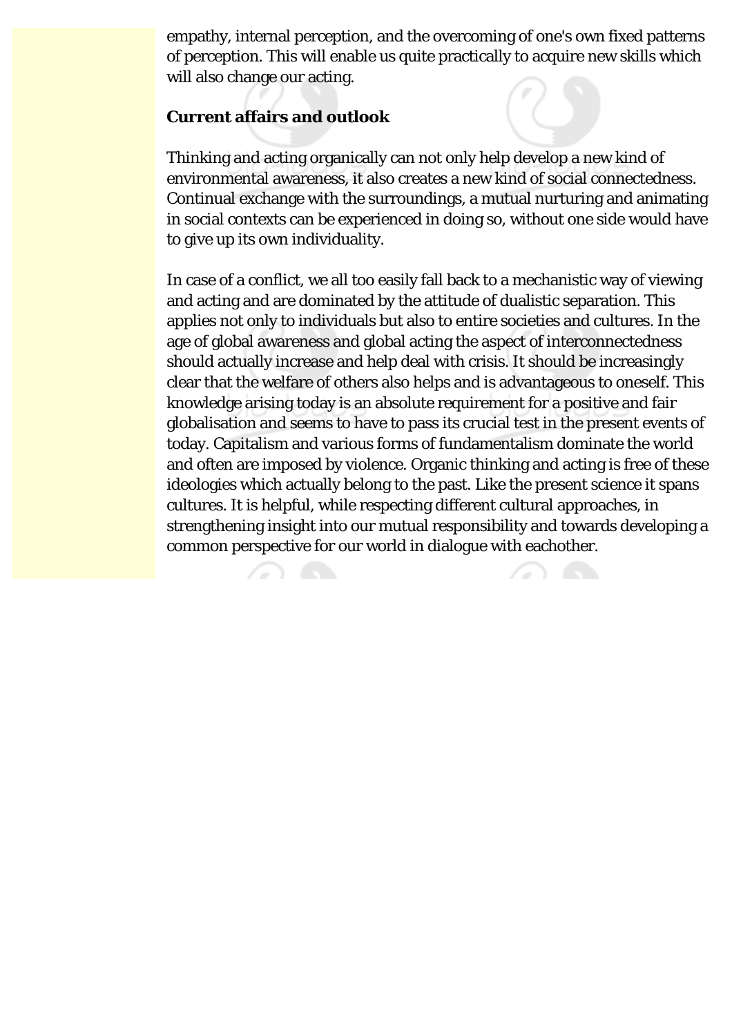empathy, internal perception, and the overcoming of one's own fixed patterns of perception. This will enable us quite practically to acquire new skills which will also change our acting.

**Current affairs and outlook**

Thinking and acting organically can not only help develop a new kind of environmental awareness, it also creates a new kind of social connectedness. Continual exchange with the surroundings, a mutual nurturing and animating in social contexts can be experienced in doing so, without one side would have to give up its own individuality.

In case of a conflict, we all too easily fall back to a mechanistic way of viewing and acting and are dominated by the attitude of dualistic separation. This applies not only to individuals but also to entire societies and cultures. In the age of global awareness and global acting the aspect of interconnectedness should actually increase and help deal with crisis. It should be increasingly clear that the welfare of others also helps and is advantageous to oneself. This knowledge arising today is an absolute requirement for a positive and fair globalisation and seems to have to pass its crucial test in the present events of today. Capitalism and various forms of fundamentalism dominate the world and often are imposed by violence. Organic thinking and acting is free of these ideologies which actually belong to the past. Like the present science it spans cultures. It is helpful, while respecting different cultural approaches, in strengthening insight into our mutual responsibility and towards developing a common perspective for our world in dialogue with eachother.